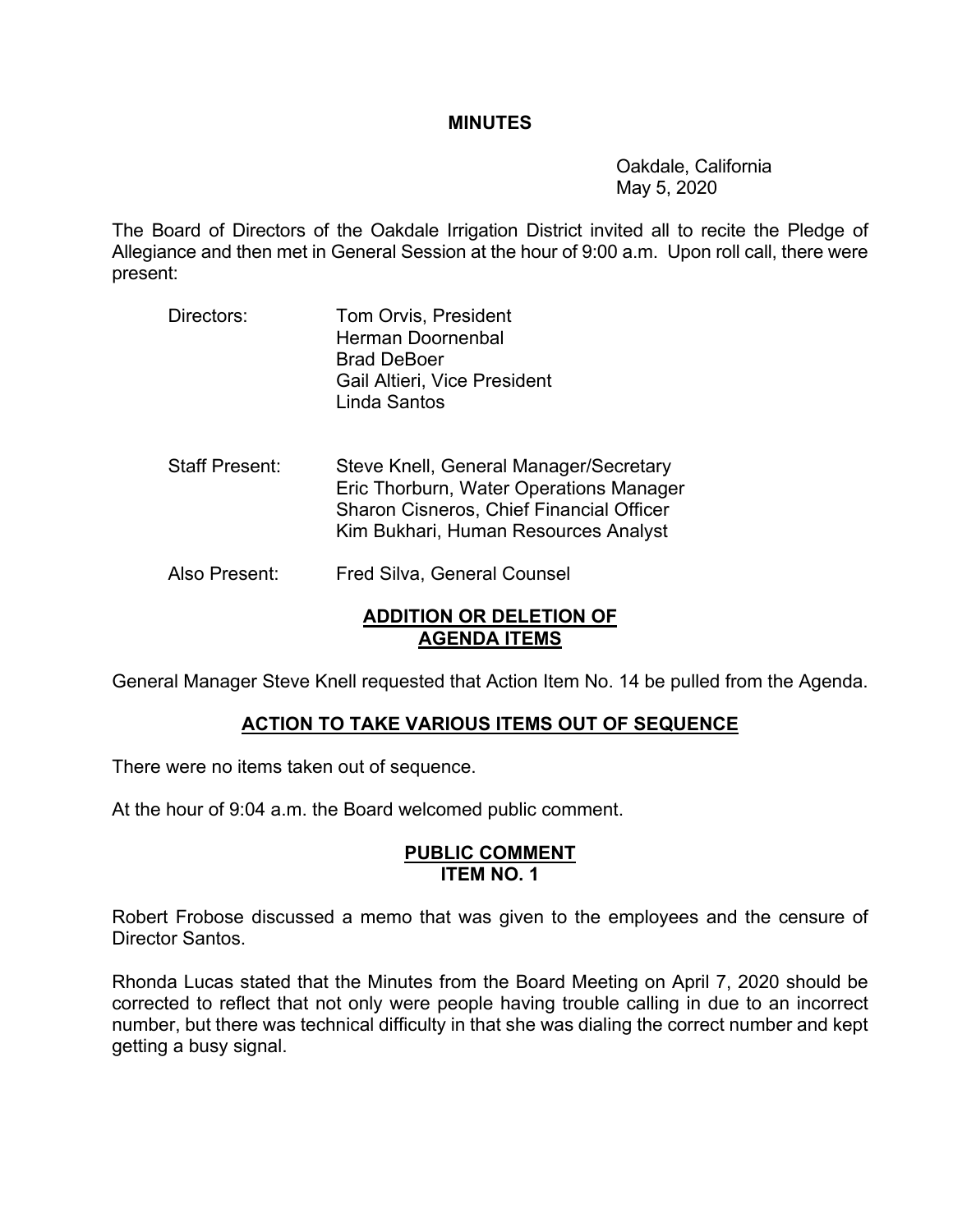# MINUTES

Oakdale, California
May 5, 2020

The Board of Directors of the Oakdale Irrigation District invited all to recite the Pledge of Allegiance and then met in General Session at the hour of 9:00 a.m. Upon roll call, there were present:

Directors:
- Tom Orvis, President
- Herman Doornenbal
- Brad DeBoer
- Gail Altieri, Vice President
- Linda Santos

Staff Present:
- Steve Knell, General Manager/Secretary
- Eric Thorburn, Water Operations Manager
- Sharon Cisneros, Chief Financial Officer
- Kim Bukhari, Human Resources Analyst

Also Present:
- Fred Silva, General Counsel

## ADDITION OR DELETION OF AGENDA ITEMS

General Manager Steve Knell requested that Action Item No. 14 be pulled from the Agenda.

## ACTION TO TAKE VARIOUS ITEMS OUT OF SEQUENCE

There were no items taken out of sequence.

At the hour of 9:04 a.m. the Board welcomed public comment.

## PUBLIC COMMENT ITEM NO. 1

Robert Frobose discussed a memo that was given to the employees and the censure of Director Santos.

Rhonda Lucas stated that the Minutes from the Board Meeting on April 7, 2020 should be corrected to reflect that not only were people having trouble calling in due to an incorrect number, but there was technical difficulty in that she was dialing the correct number and kept getting a busy signal.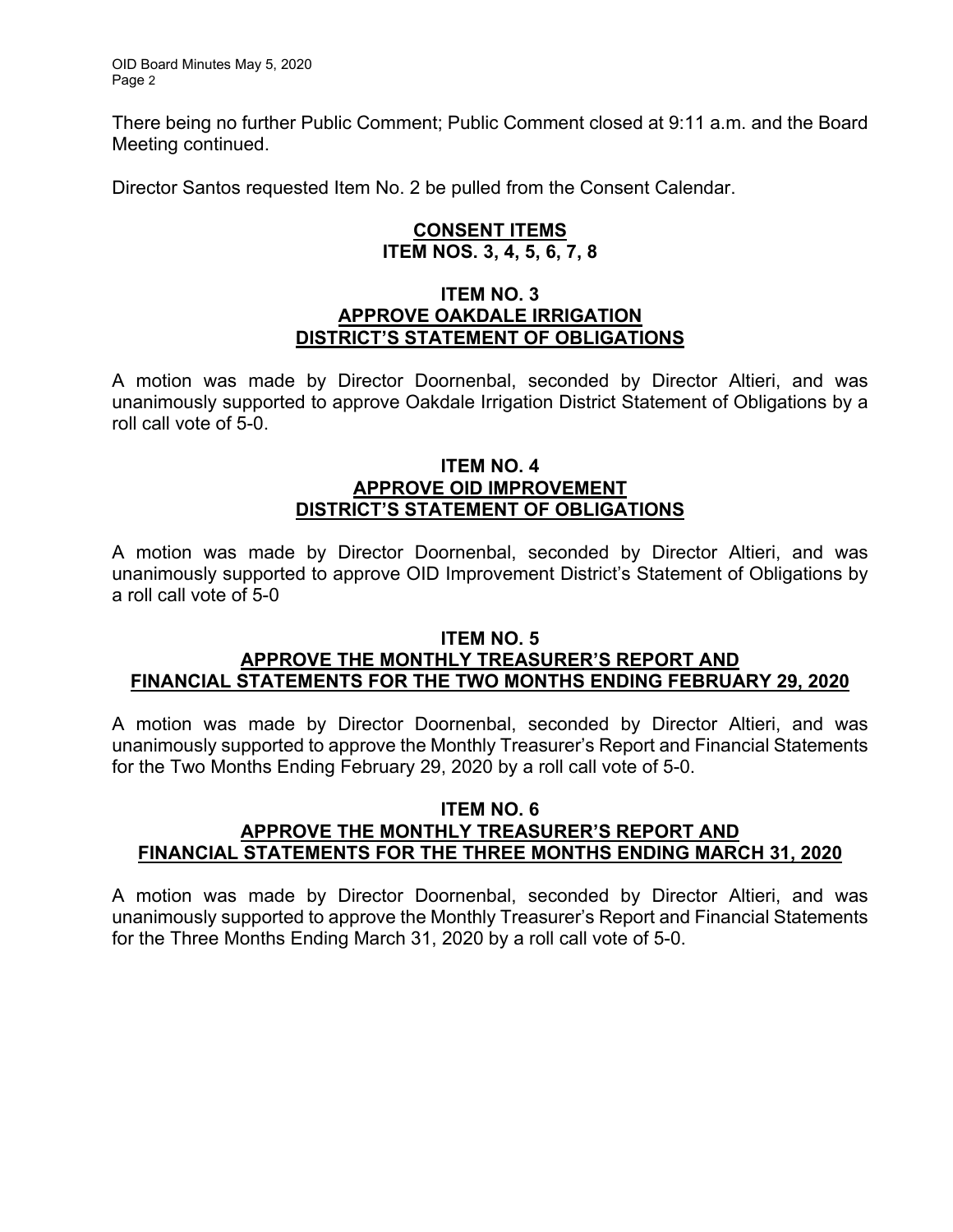There being no further Public Comment; Public Comment closed at 9:11 a.m. and the Board Meeting continued.

Director Santos requested Item No. 2 be pulled from the Consent Calendar.

## CONSENT ITEMS
## ITEM NOS. 3, 4, 5, 6, 7, 8

### ITEM NO. 3
### APPROVE OAKDALE IRRIGATION DISTRICT'S STATEMENT OF OBLIGATIONS

A motion was made by Director Doornenbal, seconded by Director Altieri, and was unanimously supported to approve Oakdale Irrigation District Statement of Obligations by a roll call vote of 5-0.

### ITEM NO. 4
### APPROVE OID IMPROVEMENT DISTRICT'S STATEMENT OF OBLIGATIONS

A motion was made by Director Doornenbal, seconded by Director Altieri, and was unanimously supported to approve OID Improvement District's Statement of Obligations by a roll call vote of 5-0

### ITEM NO. 5
### APPROVE THE MONTHLY TREASURER'S REPORT AND FINANCIAL STATEMENTS FOR THE TWO MONTHS ENDING FEBRUARY 29, 2020

A motion was made by Director Doornenbal, seconded by Director Altieri, and was unanimously supported to approve the Monthly Treasurer's Report and Financial Statements for the Two Months Ending February 29, 2020 by a roll call vote of 5-0.

### ITEM NO. 6
### APPROVE THE MONTHLY TREASURER'S REPORT AND FINANCIAL STATEMENTS FOR THE THREE MONTHS ENDING MARCH 31, 2020

A motion was made by Director Doornenbal, seconded by Director Altieri, and was unanimously supported to approve the Monthly Treasurer's Report and Financial Statements for the Three Months Ending March 31, 2020 by a roll call vote of 5-0.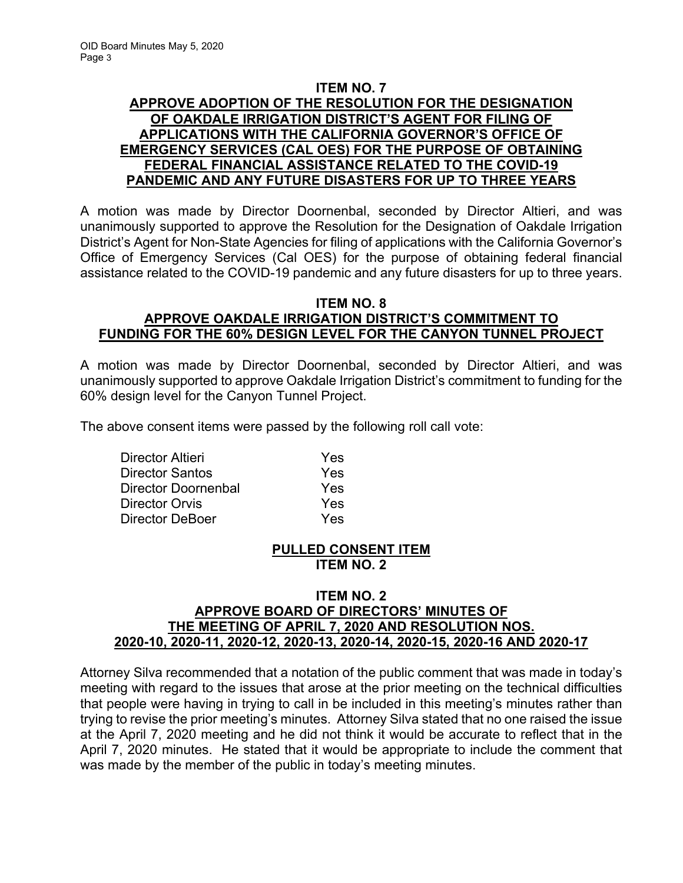**ITEM NO. 7**

**APPROVE ADOPTION OF THE RESOLUTION FOR THE DESIGNATION OF OAKDALE IRRIGATION DISTRICT'S AGENT FOR FILING OF APPLICATIONS WITH THE CALIFORNIA GOVERNOR'S OFFICE OF EMERGENCY SERVICES (CAL OES) FOR THE PURPOSE OF OBTAINING FEDERAL FINANCIAL ASSISTANCE RELATED TO THE COVID-19 PANDEMIC AND ANY FUTURE DISASTERS FOR UP TO THREE YEARS**

A motion was made by Director Doornenbal, seconded by Director Altieri, and was unanimously supported to approve the Resolution for the Designation of Oakdale Irrigation District's Agent for Non-State Agencies for filing of applications with the California Governor's Office of Emergency Services (Cal OES) for the purpose of obtaining federal financial assistance related to the COVID-19 pandemic and any future disasters for up to three years.

**ITEM NO. 8**

**APPROVE OAKDALE IRRIGATION DISTRICT'S COMMITMENT TO FUNDING FOR THE 60% DESIGN LEVEL FOR THE CANYON TUNNEL PROJECT**

A motion was made by Director Doornenbal, seconded by Director Altieri, and was unanimously supported to approve Oakdale Irrigation District's commitment to funding for the 60% design level for the Canyon Tunnel Project.

The above consent items were passed by the following roll call vote:

| | |
|---|---|
| Director Altieri | Yes |
| Director Santos | Yes |
| Director Doornenbal | Yes |
| Director Orvis | Yes |
| Director DeBoer | Yes |

**PULLED CONSENT ITEM**
**ITEM NO. 2**

**ITEM NO. 2**

**APPROVE BOARD OF DIRECTORS' MINUTES OF THE MEETING OF APRIL 7, 2020 AND RESOLUTION NOS. 2020-10, 2020-11, 2020-12, 2020-13, 2020-14, 2020-15, 2020-16 AND 2020-17**

Attorney Silva recommended that a notation of the public comment that was made in today's meeting with regard to the issues that arose at the prior meeting on the technical difficulties that people were having in trying to call in be included in this meeting's minutes rather than trying to revise the prior meeting's minutes. Attorney Silva stated that no one raised the issue at the April 7, 2020 meeting and he did not think it would be accurate to reflect that in the April 7, 2020 minutes. He stated that it would be appropriate to include the comment that was made by the member of the public in today's meeting minutes.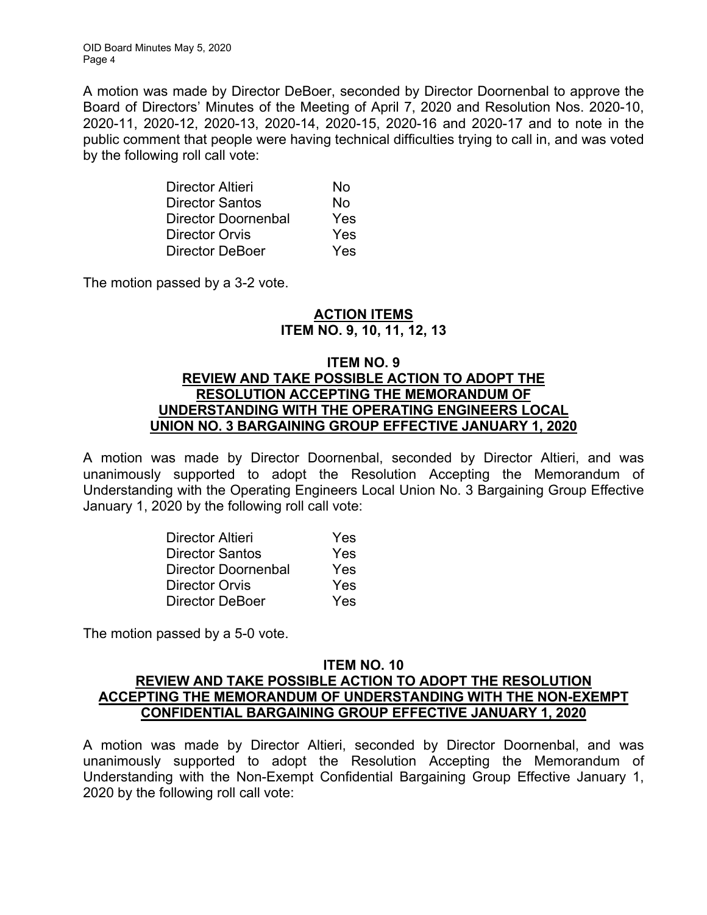A motion was made by Director DeBoer, seconded by Director Doornenbal to approve the Board of Directors' Minutes of the Meeting of April 7, 2020 and Resolution Nos. 2020-10, 2020-11, 2020-12, 2020-13, 2020-14, 2020-15, 2020-16 and 2020-17 and to note in the public comment that people were having technical difficulties trying to call in, and was voted by the following roll call vote:

| | |
|---|---|
| Director Altieri | No |
| Director Santos | No |
| Director Doornenbal | Yes |
| Director Orvis | Yes |
| Director DeBoer | Yes |

The motion passed by a 3-2 vote.

## ACTION ITEMS
## ITEM NO. 9, 10, 11, 12, 13

### ITEM NO. 9
### REVIEW AND TAKE POSSIBLE ACTION TO ADOPT THE RESOLUTION ACCEPTING THE MEMORANDUM OF UNDERSTANDING WITH THE OPERATING ENGINEERS LOCAL UNION NO. 3 BARGAINING GROUP EFFECTIVE JANUARY 1, 2020

A motion was made by Director Doornenbal, seconded by Director Altieri, and was unanimously supported to adopt the Resolution Accepting the Memorandum of Understanding with the Operating Engineers Local Union No. 3 Bargaining Group Effective January 1, 2020 by the following roll call vote:

| | |
|---|---|
| Director Altieri | Yes |
| Director Santos | Yes |
| Director Doornenbal | Yes |
| Director Orvis | Yes |
| Director DeBoer | Yes |

The motion passed by a 5-0 vote.

### ITEM NO. 10
### REVIEW AND TAKE POSSIBLE ACTION TO ADOPT THE RESOLUTION ACCEPTING THE MEMORANDUM OF UNDERSTANDING WITH THE NON-EXEMPT CONFIDENTIAL BARGAINING GROUP EFFECTIVE JANUARY 1, 2020

A motion was made by Director Altieri, seconded by Director Doornenbal, and was unanimously supported to adopt the Resolution Accepting the Memorandum of Understanding with the Non-Exempt Confidential Bargaining Group Effective January 1, 2020 by the following roll call vote: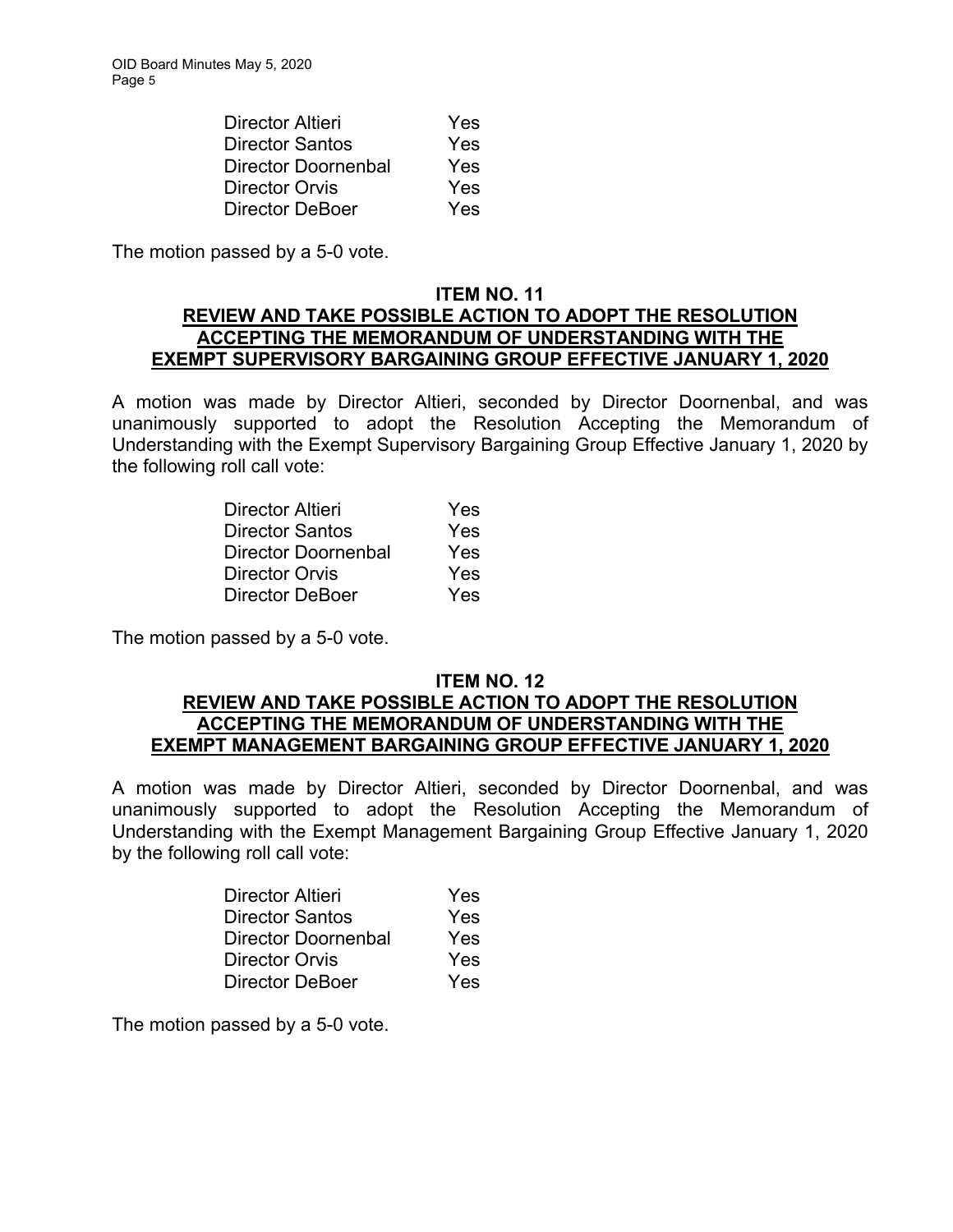| | |
|---|---|
| Director Altieri | Yes |
| Director Santos | Yes |
| Director Doornenbal | Yes |
| Director Orvis | Yes |
| Director DeBoer | Yes |

The motion passed by a 5-0 vote.

## ITEM NO. 11
## REVIEW AND TAKE POSSIBLE ACTION TO ADOPT THE RESOLUTION ACCEPTING THE MEMORANDUM OF UNDERSTANDING WITH THE EXEMPT SUPERVISORY BARGAINING GROUP EFFECTIVE JANUARY 1, 2020

A motion was made by Director Altieri, seconded by Director Doornenbal, and was unanimously supported to adopt the Resolution Accepting the Memorandum of Understanding with the Exempt Supervisory Bargaining Group Effective January 1, 2020 by the following roll call vote:

| | |
|---|---|
| Director Altieri | Yes |
| Director Santos | Yes |
| Director Doornenbal | Yes |
| Director Orvis | Yes |
| Director DeBoer | Yes |

The motion passed by a 5-0 vote.

## ITEM NO. 12
## REVIEW AND TAKE POSSIBLE ACTION TO ADOPT THE RESOLUTION ACCEPTING THE MEMORANDUM OF UNDERSTANDING WITH THE EXEMPT MANAGEMENT BARGAINING GROUP EFFECTIVE JANUARY 1, 2020

A motion was made by Director Altieri, seconded by Director Doornenbal, and was unanimously supported to adopt the Resolution Accepting the Memorandum of Understanding with the Exempt Management Bargaining Group Effective January 1, 2020 by the following roll call vote:

| | |
|---|---|
| Director Altieri | Yes |
| Director Santos | Yes |
| Director Doornenbal | Yes |
| Director Orvis | Yes |
| Director DeBoer | Yes |

The motion passed by a 5-0 vote.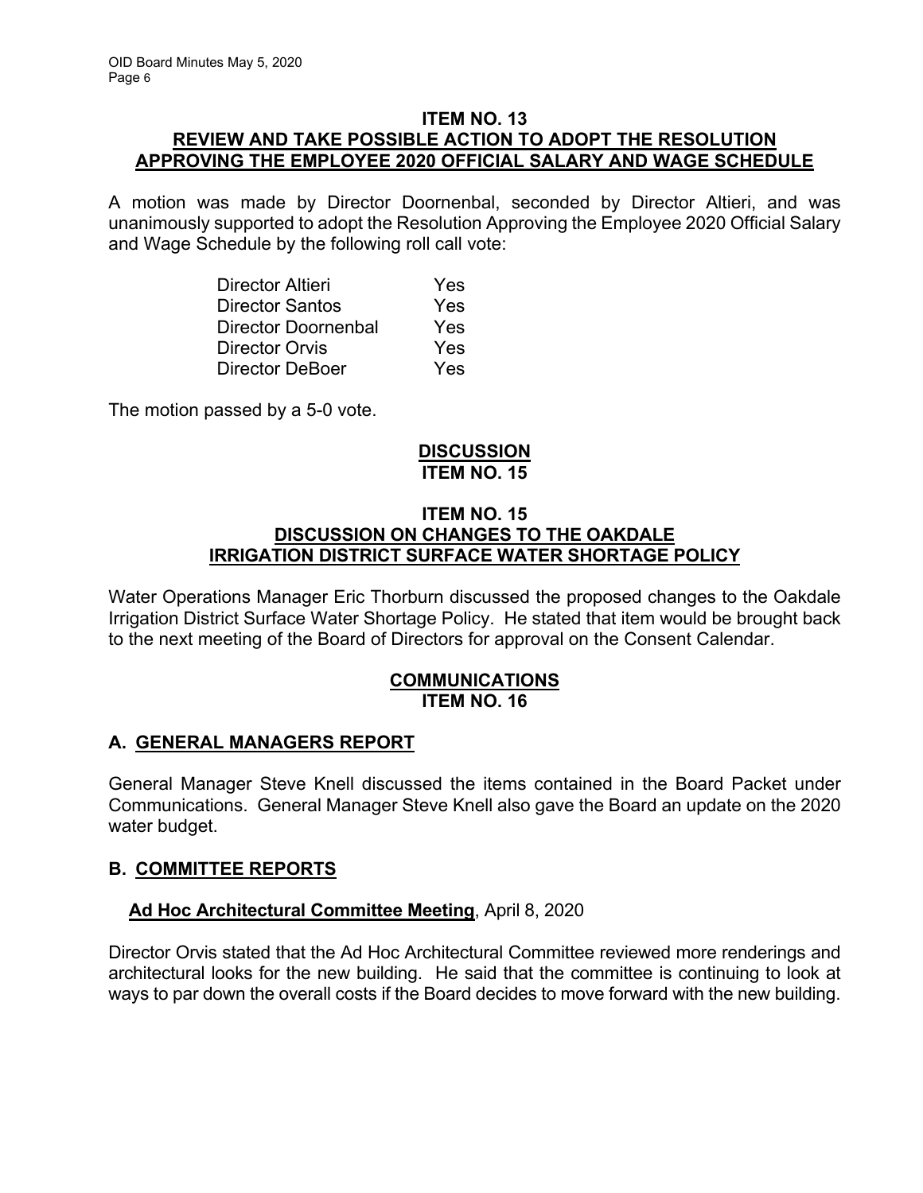**ITEM NO. 13**

**REVIEW AND TAKE POSSIBLE ACTION TO ADOPT THE RESOLUTION APPROVING THE EMPLOYEE 2020 OFFICIAL SALARY AND WAGE SCHEDULE**

A motion was made by Director Doornenbal, seconded by Director Altieri, and was unanimously supported to adopt the Resolution Approving the Employee 2020 Official Salary and Wage Schedule by the following roll call vote:

| | |
|---|---|
| Director Altieri | Yes |
| Director Santos | Yes |
| Director Doornenbal | Yes |
| Director Orvis | Yes |
| Director DeBoer | Yes |

The motion passed by a 5-0 vote.

**DISCUSSION**
**ITEM NO. 15**

**ITEM NO. 15**

**DISCUSSION ON CHANGES TO THE OAKDALE IRRIGATION DISTRICT SURFACE WATER SHORTAGE POLICY**

Water Operations Manager Eric Thorburn discussed the proposed changes to the Oakdale Irrigation District Surface Water Shortage Policy. He stated that item would be brought back to the next meeting of the Board of Directors for approval on the Consent Calendar.

**COMMUNICATIONS**
**ITEM NO. 16**

**A. GENERAL MANAGERS REPORT**

General Manager Steve Knell discussed the items contained in the Board Packet under Communications. General Manager Steve Knell also gave the Board an update on the 2020 water budget.

**B. COMMITTEE REPORTS**

**Ad Hoc Architectural Committee Meeting**, April 8, 2020

Director Orvis stated that the Ad Hoc Architectural Committee reviewed more renderings and architectural looks for the new building. He said that the committee is continuing to look at ways to par down the overall costs if the Board decides to move forward with the new building.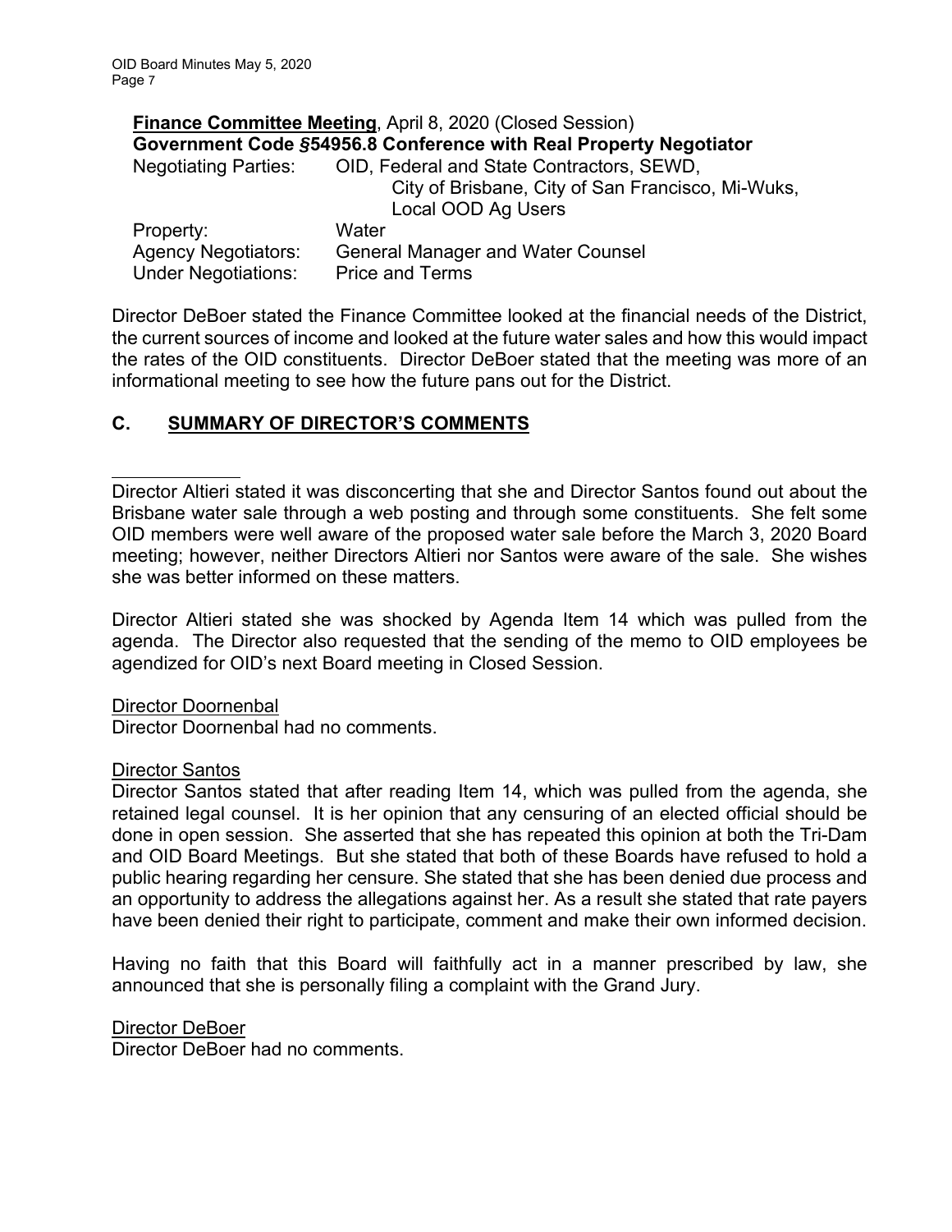**<u>Finance Committee Meeting</u>**, April 8, 2020 (Closed Session)
**Government Code §54956.8 Conference with Real Property Negotiator**

Negotiating Parties: OID, Federal and State Contractors, SEWD, City of Brisbane, City of San Francisco, Mi-Wuks, Local OOD Ag Users
Property: Water
Agency Negotiators: General Manager and Water Counsel
Under Negotiations: Price and Terms

Director DeBoer stated the Finance Committee looked at the financial needs of the District, the current sources of income and looked at the future water sales and how this would impact the rates of the OID constituents. Director DeBoer stated that the meeting was more of an informational meeting to see how the future pans out for the District.

## C. SUMMARY OF DIRECTOR'S COMMENTS

Director Altieri stated it was disconcerting that she and Director Santos found out about the Brisbane water sale through a web posting and through some constituents. She felt some OID members were well aware of the proposed water sale before the March 3, 2020 Board meeting; however, neither Directors Altieri nor Santos were aware of the sale. She wishes she was better informed on these matters.

Director Altieri stated she was shocked by Agenda Item 14 which was pulled from the agenda. The Director also requested that the sending of the memo to OID employees be agendized for OID's next Board meeting in Closed Session.

<u>Director Doornenbal</u>
Director Doornenbal had no comments.

<u>Director Santos</u>
Director Santos stated that after reading Item 14, which was pulled from the agenda, she retained legal counsel. It is her opinion that any censuring of an elected official should be done in open session. She asserted that she has repeated this opinion at both the Tri-Dam and OID Board Meetings. But she stated that both of these Boards have refused to hold a public hearing regarding her censure. She stated that she has been denied due process and an opportunity to address the allegations against her. As a result she stated that rate payers have been denied their right to participate, comment and make their own informed decision.

Having no faith that this Board will faithfully act in a manner prescribed by law, she announced that she is personally filing a complaint with the Grand Jury.

<u>Director DeBoer</u>
Director DeBoer had no comments.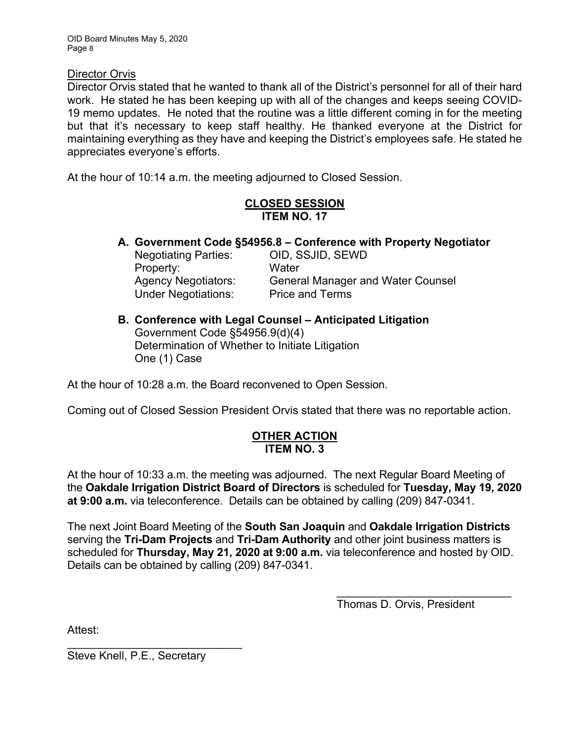Director Orvis

Director Orvis stated that he wanted to thank all of the District's personnel for all of their hard work. He stated he has been keeping up with all of the changes and keeps seeing COVID-19 memo updates. He noted that the routine was a little different coming in for the meeting but that it's necessary to keep staff healthy. He thanked everyone at the District for maintaining everything as they have and keeping the District's employees safe. He stated he appreciates everyone's efforts.

At the hour of 10:14 a.m. the meeting adjourned to Closed Session.

## CLOSED SESSION
## ITEM NO. 17

**A. Government Code §54956.8 – Conference with Property Negotiator**

| | |
|---|---|
| Negotiating Parties: | OID, SSJID, SEWD |
| Property: | Water |
| Agency Negotiators: | General Manager and Water Counsel |
| Under Negotiations: | Price and Terms |

**B. Conference with Legal Counsel – Anticipated Litigation**
Government Code §54956.9(d)(4)
Determination of Whether to Initiate Litigation
One (1) Case

At the hour of 10:28 a.m. the Board reconvened to Open Session.

Coming out of Closed Session President Orvis stated that there was no reportable action.

## OTHER ACTION
## ITEM NO. 3

At the hour of 10:33 a.m. the meeting was adjourned. The next Regular Board Meeting of the **Oakdale Irrigation District Board of Directors** is scheduled for **Tuesday, May 19, 2020 at 9:00 a.m.** via teleconference. Details can be obtained by calling (209) 847-0341.

The next Joint Board Meeting of the **South San Joaquin** and **Oakdale Irrigation Districts** serving the **Tri-Dam Projects** and **Tri-Dam Authority** and other joint business matters is scheduled for **Thursday, May 21, 2020 at 9:00 a.m.** via teleconference and hosted by OID. Details can be obtained by calling (209) 847-0341.

\_\_\_\_\_\_\_\_\_\_\_\_\_\_\_\_\_\_\_\_\_\_\_\_\_\_\_\_
Thomas D. Orvis, President

Attest:

\_\_\_\_\_\_\_\_\_\_\_\_\_\_\_\_\_\_\_\_\_\_\_\_\_\_\_\_
Steve Knell, P.E., Secretary